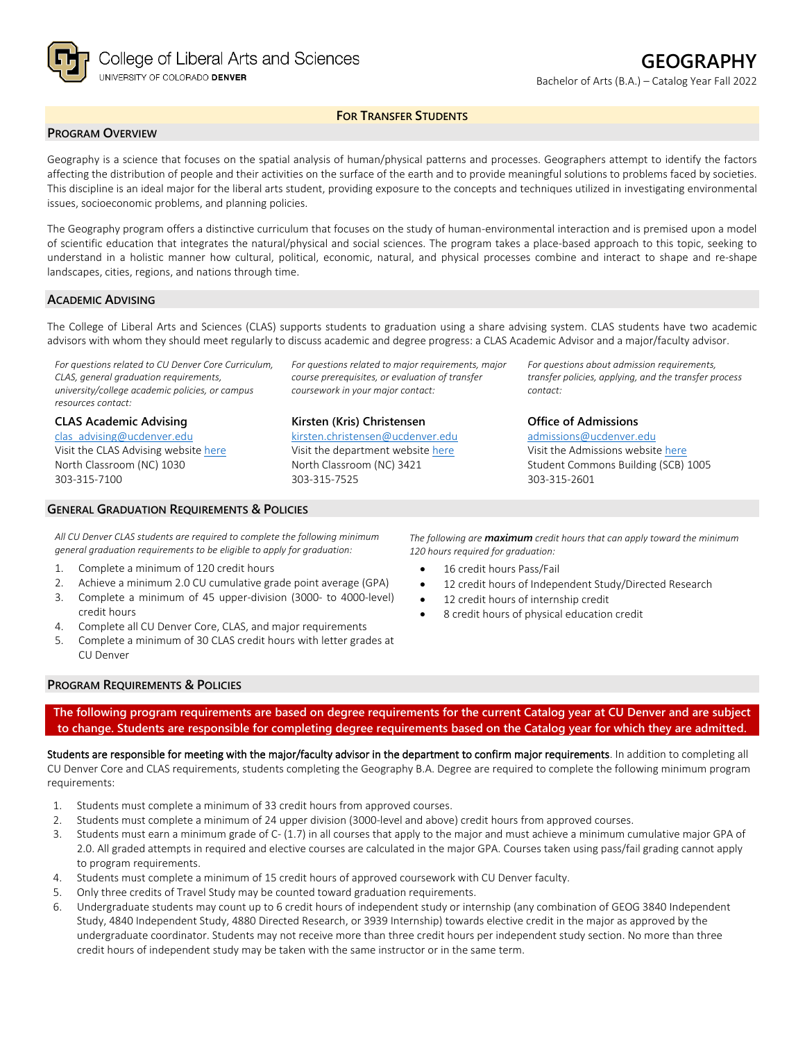College of Liberal Arts and Sciences
UNIVERSITY OF COLORADO **DENVER**

# GEOGRAPHY

Bachelor of Arts (B.A.) – Catalog Year Fall 2022

**FOR TRANSFER STUDENTS**

## PROGRAM OVERVIEW

Geography is a science that focuses on the spatial analysis of human/physical patterns and processes. Geographers attempt to identify the factors affecting the distribution of people and their activities on the surface of the earth and to provide meaningful solutions to problems faced by societies. This discipline is an ideal major for the liberal arts student, providing exposure to the concepts and techniques utilized in investigating environmental issues, socioeconomic problems, and planning policies.

The Geography program offers a distinctive curriculum that focuses on the study of human-environmental interaction and is premised upon a model of scientific education that integrates the natural/physical and social sciences. The program takes a place-based approach to this topic, seeking to understand in a holistic manner how cultural, political, economic, natural, and physical processes combine and interact to shape and re-shape landscapes, cities, regions, and nations through time.

## ACADEMIC ADVISING

The College of Liberal Arts and Sciences (CLAS) supports students to graduation using a share advising system. CLAS students have two academic advisors with whom they should meet regularly to discuss academic and degree progress: a CLAS Academic Advisor and a major/faculty advisor.

*For questions related to CU Denver Core Curriculum, CLAS, general graduation requirements, university/college academic policies, or campus resources contact:*

**CLAS Academic Advising**
clas_advising@ucdenver.edu
Visit the CLAS Advising website here
North Classroom (NC) 1030
303-315-7100

*For questions related to major requirements, major course prerequisites, or evaluation of transfer coursework in your major contact:*

**Kirsten (Kris) Christensen**
kirsten.christensen@ucdenver.edu
Visit the department website here
North Classroom (NC) 3421
303-315-7525

*For questions about admission requirements, transfer policies, applying, and the transfer process contact:*

**Office of Admissions**
admissions@ucdenver.edu
Visit the Admissions website here
Student Commons Building (SCB) 1005
303-315-2601

## GENERAL GRADUATION REQUIREMENTS & POLICIES

*All CU Denver CLAS students are required to complete the following minimum general graduation requirements to be eligible to apply for graduation:*

1. Complete a minimum of 120 credit hours
2. Achieve a minimum 2.0 CU cumulative grade point average (GPA)
3. Complete a minimum of 45 upper-division (3000- to 4000-level) credit hours
4. Complete all CU Denver Core, CLAS, and major requirements
5. Complete a minimum of 30 CLAS credit hours with letter grades at CU Denver

*The following are* ***maximum*** *credit hours that can apply toward the minimum 120 hours required for graduation:*

- 16 credit hours Pass/Fail
- 12 credit hours of Independent Study/Directed Research
- 12 credit hours of internship credit
- 8 credit hours of physical education credit

## PROGRAM REQUIREMENTS & POLICIES

**The following program requirements are based on degree requirements for the current Catalog year at CU Denver and are subject to change. Students are responsible for completing degree requirements based on the Catalog year for which they are admitted.**

Students are responsible for meeting with the major/faculty advisor in the department to confirm major requirements. In addition to completing all CU Denver Core and CLAS requirements, students completing the Geography B.A. Degree are required to complete the following minimum program requirements:

1. Students must complete a minimum of 33 credit hours from approved courses.
2. Students must complete a minimum of 24 upper division (3000-level and above) credit hours from approved courses.
3. Students must earn a minimum grade of C- (1.7) in all courses that apply to the major and must achieve a minimum cumulative major GPA of 2.0. All graded attempts in required and elective courses are calculated in the major GPA. Courses taken using pass/fail grading cannot apply to program requirements.
4. Students must complete a minimum of 15 credit hours of approved coursework with CU Denver faculty.
5. Only three credits of Travel Study may be counted toward graduation requirements.
6. Undergraduate students may count up to 6 credit hours of independent study or internship (any combination of GEOG 3840 Independent Study, 4840 Independent Study, 4880 Directed Research, or 3939 Internship) towards elective credit in the major as approved by the undergraduate coordinator. Students may not receive more than three credit hours per independent study section. No more than three credit hours of independent study may be taken with the same instructor or in the same term.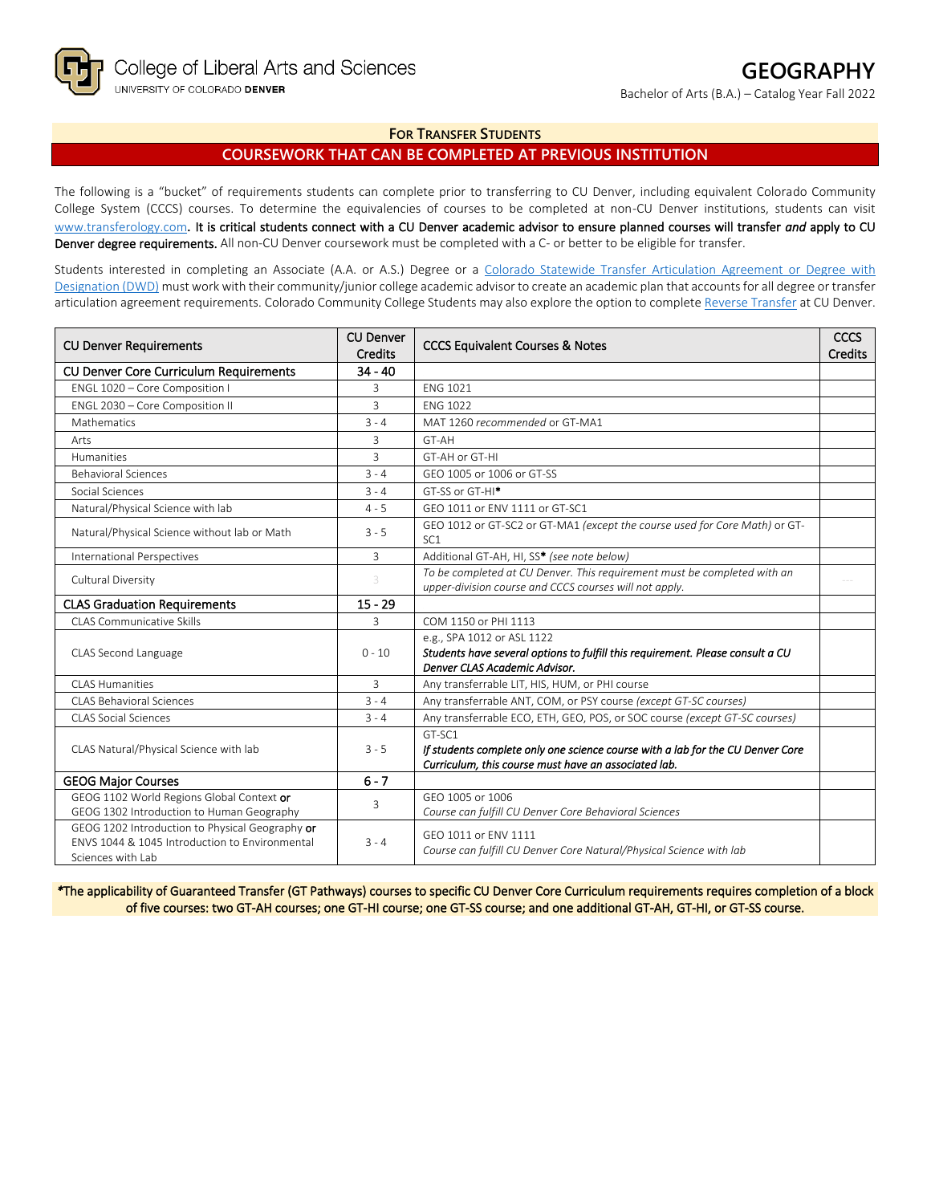College of Liberal Arts and Sciences
UNIVERSITY OF COLORADO DENVER

# GEOGRAPHY

Bachelor of Arts (B.A.) – Catalog Year Fall 2022

## FOR TRANSFER STUDENTS

## COURSEWORK THAT CAN BE COMPLETED AT PREVIOUS INSTITUTION

The following is a "bucket" of requirements students can complete prior to transferring to CU Denver, including equivalent Colorado Community College System (CCCS) courses. To determine the equivalencies of courses to be completed at non-CU Denver institutions, students can visit www.transferology.com. **It is critical students connect with a CU Denver academic advisor to ensure planned courses will transfer *and* apply to CU Denver degree requirements.** All non-CU Denver coursework must be completed with a C- or better to be eligible for transfer.

Students interested in completing an Associate (A.A. or A.S.) Degree or a Colorado Statewide Transfer Articulation Agreement or Degree with Designation (DWD) must work with their community/junior college academic advisor to create an academic plan that accounts for all degree or transfer articulation agreement requirements. Colorado Community College Students may also explore the option to complete Reverse Transfer at CU Denver.

| CU Denver Requirements | CU Denver Credits | CCCS Equivalent Courses & Notes | CCCS Credits |
|---|---|---|---|
| **CU Denver Core Curriculum Requirements** | **34 - 40** | | |
| ENGL 1020 – Core Composition I | 3 | ENG 1021 | |
| ENGL 2030 – Core Composition II | 3 | ENG 1022 | |
| Mathematics | 3 - 4 | MAT 1260 *recommended* or GT-MA1 | |
| Arts | 3 | GT-AH | |
| Humanities | 3 | GT-AH or GT-HI | |
| Behavioral Sciences | 3 - 4 | GEO 1005 or 1006 or GT-SS | |
| Social Sciences | 3 - 4 | GT-SS or GT-HI* | |
| Natural/Physical Science with lab | 4 - 5 | GEO 1011 or ENV 1111 or GT-SC1 | |
| Natural/Physical Science without lab or Math | 3 - 5 | GEO 1012 or GT-SC2 or GT-MA1 *(except the course used for Core Math)* or GT-SC1 | |
| International Perspectives | 3 | Additional GT-AH, HI, SS* *(see note below)* | |
| Cultural Diversity | 3 | *To be completed at CU Denver. This requirement must be completed with an upper-division course and CCCS courses will not apply.* | --- |
| **CLAS Graduation Requirements** | **15 - 29** | | |
| CLAS Communicative Skills | 3 | COM 1150 or PHI 1113 | |
| CLAS Second Language | 0 - 10 | e.g., SPA 1012 or ASL 1122 ***Students have several options to fulfill this requirement. Please consult a CU Denver CLAS Academic Advisor.*** | |
| CLAS Humanities | 3 | Any transferrable LIT, HIS, HUM, or PHI course | |
| CLAS Behavioral Sciences | 3 - 4 | Any transferrable ANT, COM, or PSY course *(except GT-SC courses)* | |
| CLAS Social Sciences | 3 - 4 | Any transferrable ECO, ETH, GEO, POS, or SOC course *(except GT-SC courses)* | |
| CLAS Natural/Physical Science with lab | 3 - 5 | GT-SC1 ***If students complete only one science course with a lab for the CU Denver Core Curriculum, this course must have an associated lab.*** | |
| **GEOG Major Courses** | **6 - 7** | | |
| GEOG 1102 World Regions Global Context **or** GEOG 1302 Introduction to Human Geography | 3 | GEO 1005 or 1006 *Course can fulfill CU Denver Core Behavioral Sciences* | |
| GEOG 1202 Introduction to Physical Geography **or** ENVS 1044 & 1045 Introduction to Environmental Sciences with Lab | 3 - 4 | GEO 1011 or ENV 1111 *Course can fulfill CU Denver Core Natural/Physical Science with lab* | |

*The applicability of Guaranteed Transfer (GT Pathways) courses to specific CU Denver Core Curriculum requirements requires completion of a block of five courses: two GT-AH courses; one GT-HI course; one GT-SS course; and one additional GT-AH, GT-HI, or GT-SS course.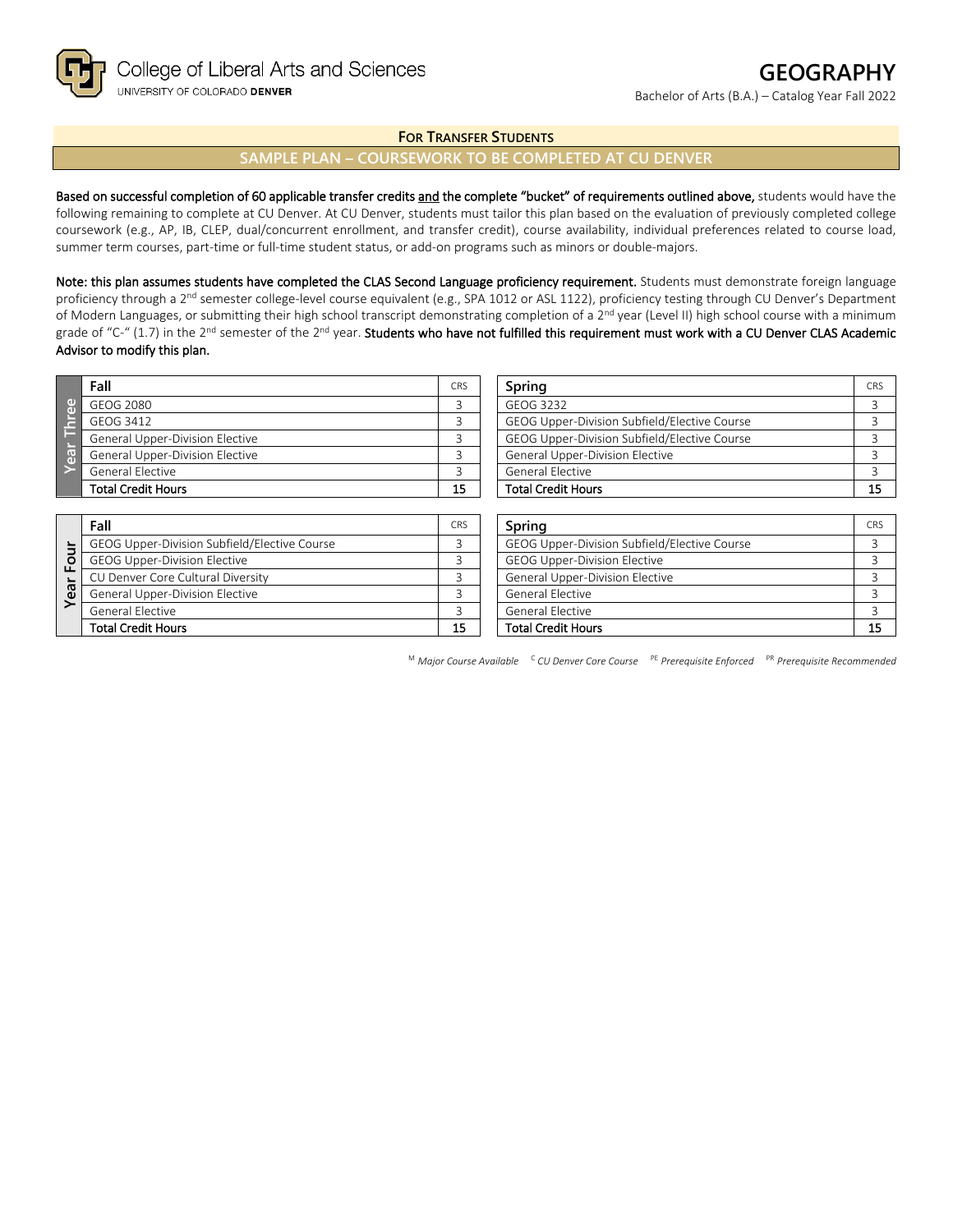# GEOGRAPHY

Bachelor of Arts (B.A.) – Catalog Year Fall 2022

**FOR TRANSFER STUDENTS**

## SAMPLE PLAN – COURSEWORK TO BE COMPLETED AT CU DENVER

**Based on successful completion of 60 applicable transfer credits and the complete "bucket" of requirements outlined above,** students would have the following remaining to complete at CU Denver. At CU Denver, students must tailor this plan based on the evaluation of previously completed college coursework (e.g., AP, IB, CLEP, dual/concurrent enrollment, and transfer credit), course availability, individual preferences related to course load, summer term courses, part-time or full-time student status, or add-on programs such as minors or double-majors.

**Note: this plan assumes students have completed the CLAS Second Language proficiency requirement.** Students must demonstrate foreign language proficiency through a 2nd semester college-level course equivalent (e.g., SPA 1012 or ASL 1122), proficiency testing through CU Denver's Department of Modern Languages, or submitting their high school transcript demonstrating completion of a 2nd year (Level II) high school course with a minimum grade of "C-" (1.7) in the 2nd semester of the 2nd year. **Students who have not fulfilled this requirement must work with a CU Denver CLAS Academic Advisor to modify this plan.**

### Year Three

| Fall | CRS |
|---|---|
| GEOG 2080 | 3 |
| GEOG 3412 | 3 |
| General Upper-Division Elective | 3 |
| General Upper-Division Elective | 3 |
| General Elective | 3 |
| **Total Credit Hours** | **15** |

| Spring | CRS |
|---|---|
| GEOG 3232 | 3 |
| GEOG Upper-Division Subfield/Elective Course | 3 |
| GEOG Upper-Division Subfield/Elective Course | 3 |
| General Upper-Division Elective | 3 |
| General Elective | 3 |
| **Total Credit Hours** | **15** |

### Year Four

| Fall | CRS |
|---|---|
| GEOG Upper-Division Subfield/Elective Course | 3 |
| GEOG Upper-Division Elective | 3 |
| CU Denver Core Cultural Diversity | 3 |
| General Upper-Division Elective | 3 |
| General Elective | 3 |
| **Total Credit Hours** | **15** |

| Spring | CRS |
|---|---|
| GEOG Upper-Division Subfield/Elective Course | 3 |
| GEOG Upper-Division Elective | 3 |
| General Upper-Division Elective | 3 |
| General Elective | 3 |
| General Elective | 3 |
| **Total Credit Hours** | **15** |

*[M] Major Course Available [C] CU Denver Core Course [PE] Prerequisite Enforced [PR] Prerequisite Recommended*